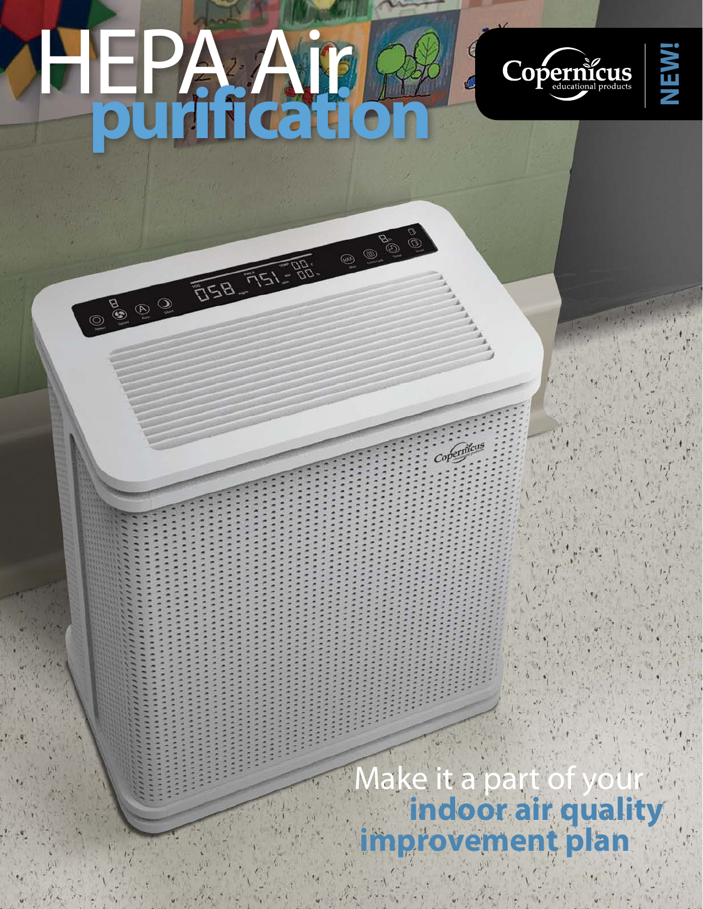# HEPA Air **purification**

Copernicus educational products

**NEW!**

Make it a part of your **indoor air quality improvement plan**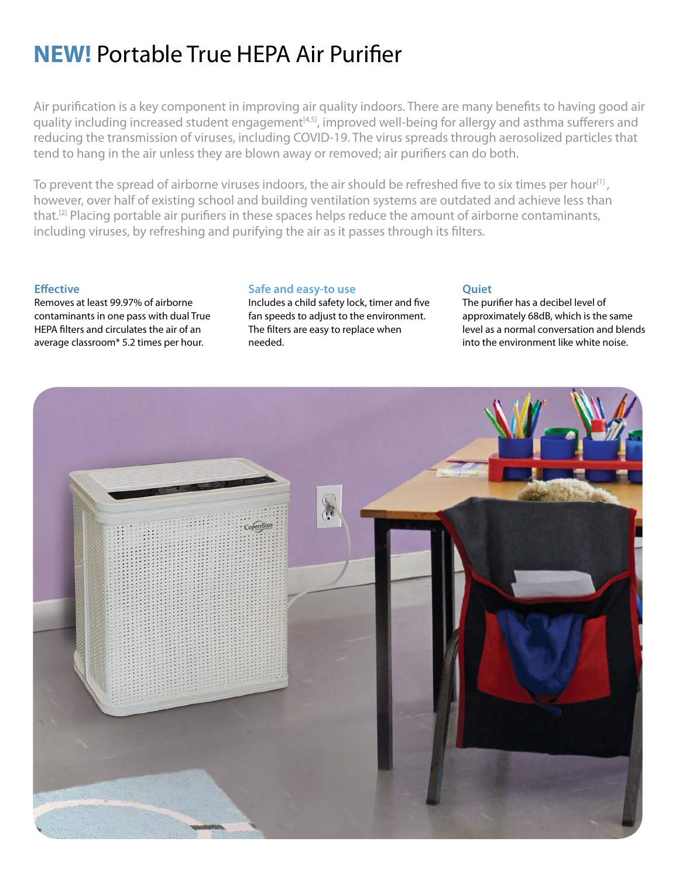# **NEW!** Portable True HEPA Air Purifier

Air purification is a key component in improving air quality indoors. There are many benefits to having good air quality including increased student engagement[4,5], improved well-being for allergy and asthma sufferers and reducing the transmission of viruses, including COVID-19. The virus spreads through aerosolized particles that tend to hang in the air unless they are blown away or removed; air purifiers can do both.

To prevent the spread of airborne viruses indoors, the air should be refreshed five to six times per hour[1], however, over half of existing school and building ventilation systems are outdated and achieve less than that.[2] Placing portable air purifiers in these spaces helps reduce the amount of airborne contaminants, including viruses, by refreshing and purifying the air as it passes through its filters.

### Effective

Removes at least 99.97% of airborne contaminants in one pass with dual True HEPA filters and circulates the air of an average classroom* 5.2 times per hour.

### Safe and easy-to use

Includes a child safety lock, timer and five fan speeds to adjust to the environment. The filters are easy to replace when needed.

### Quiet

The purifier has a decibel level of approximately 68dB, which is the same level as a normal conversation and blends into the environment like white noise.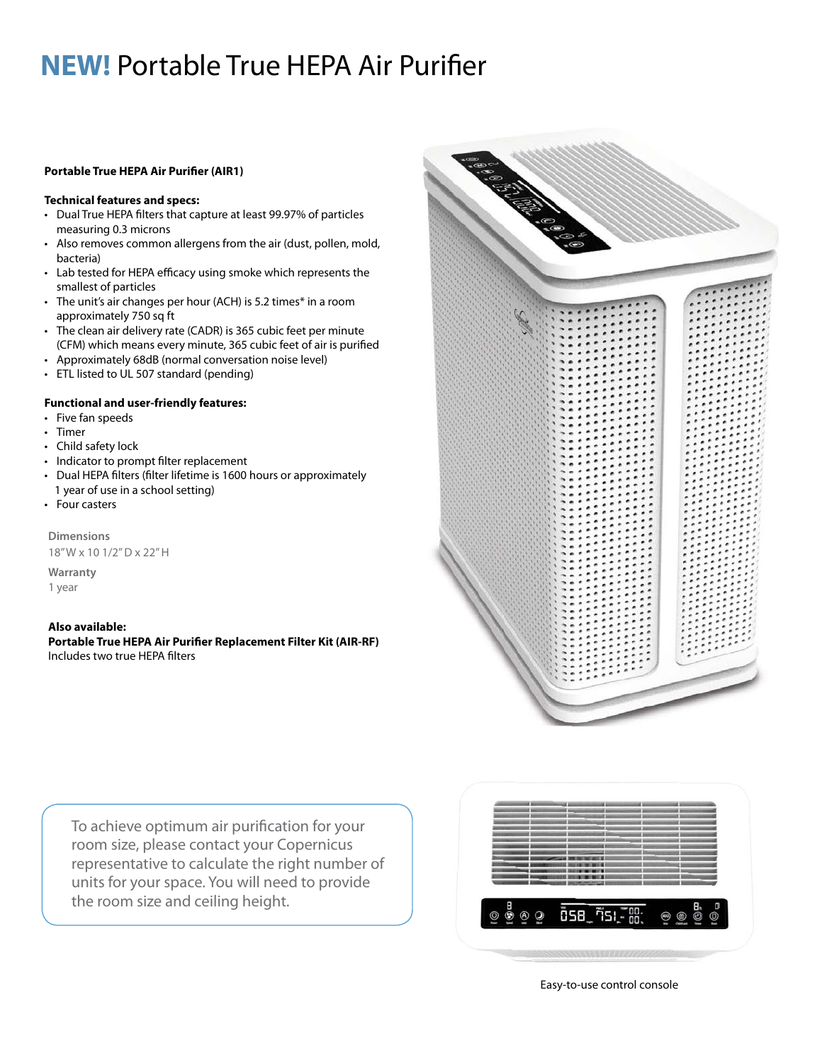# **NEW!** Portable True HEPA Air Purifier

**Portable True HEPA Air Purifier (AIR1)**

**Technical features and specs:**

- Dual True HEPA filters that capture at least 99.97% of particles measuring 0.3 microns
- Also removes common allergens from the air (dust, pollen, mold, bacteria)
- Lab tested for HEPA efficacy using smoke which represents the smallest of particles
- The unit's air changes per hour (ACH) is 5.2 times* in a room approximately 750 sq ft
- The clean air delivery rate (CADR) is 365 cubic feet per minute (CFM) which means every minute, 365 cubic feet of air is purified
- Approximately 68dB (normal conversation noise level)
- ETL listed to UL 507 standard (pending)

**Functional and user-friendly features:**

- Five fan speeds
- Timer
- Child safety lock
- Indicator to prompt filter replacement
- Dual HEPA filters (filter lifetime is 1600 hours or approximately 1 year of use in a school setting)
- Four casters

**Dimensions**
18" W x 10 1/2" D x 22" H

**Warranty**
1 year

**Also available:**
**Portable True HEPA Air Purifier Replacement Filter Kit (AIR-RF)**
Includes two true HEPA filters

To achieve optimum air purification for your room size, please contact your Copernicus representative to calculate the right number of units for your space. You will need to provide the room size and ceiling height.

Easy-to-use control console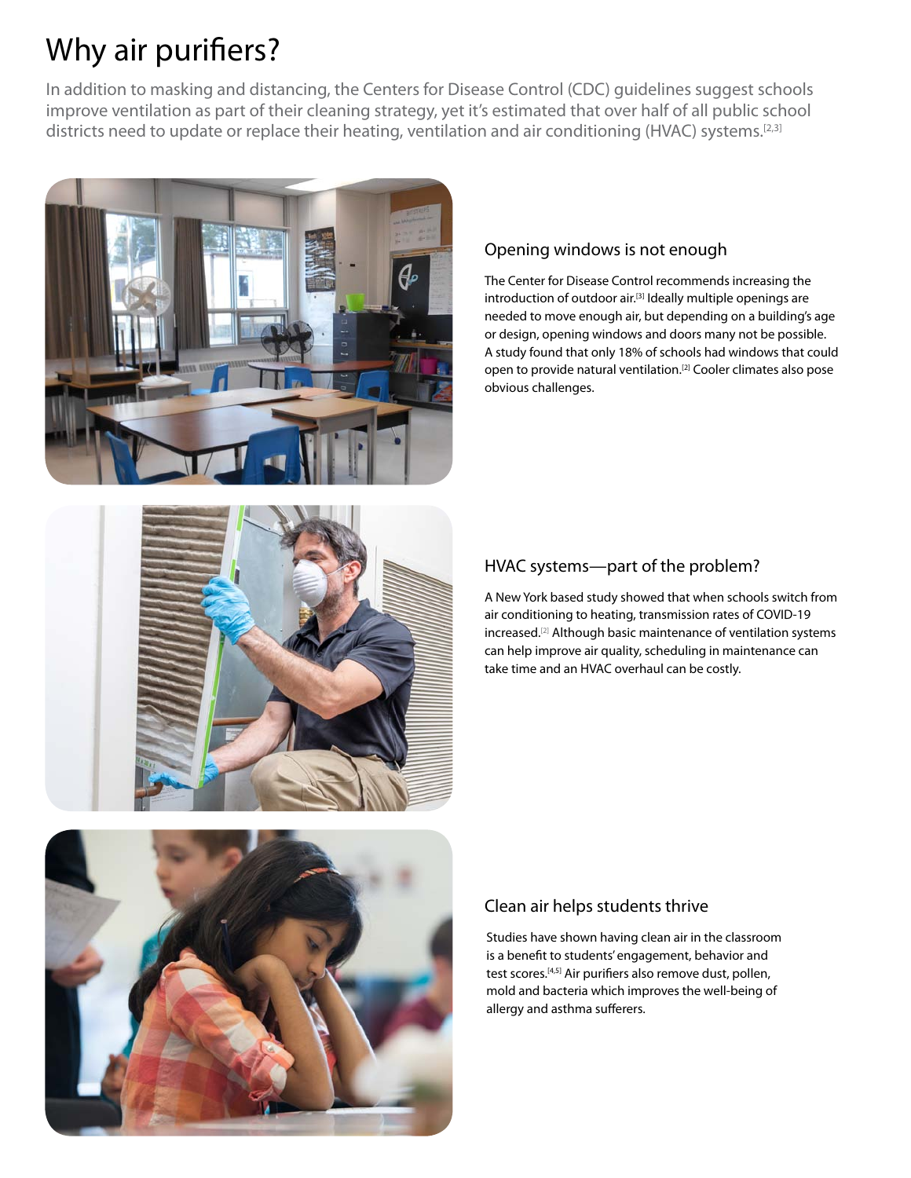# Why air purifiers?

In addition to masking and distancing, the Centers for Disease Control (CDC) guidelines suggest schools improve ventilation as part of their cleaning strategy, yet it's estimated that over half of all public school districts need to update or replace their heating, ventilation and air conditioning (HVAC) systems.[2,3]

## Opening windows is not enough

The Center for Disease Control recommends increasing the introduction of outdoor air.[3] Ideally multiple openings are needed to move enough air, but depending on a building's age or design, opening windows and doors many not be possible. A study found that only 18% of schools had windows that could open to provide natural ventilation.[2] Cooler climates also pose obvious challenges.

## HVAC systems—part of the problem?

A New York based study showed that when schools switch from air conditioning to heating, transmission rates of COVID-19 increased.[2] Although basic maintenance of ventilation systems can help improve air quality, scheduling in maintenance can take time and an HVAC overhaul can be costly.

## Clean air helps students thrive

Studies have shown having clean air in the classroom is a benefit to students' engagement, behavior and test scores.[4,5] Air purifiers also remove dust, pollen, mold and bacteria which improves the well-being of allergy and asthma sufferers.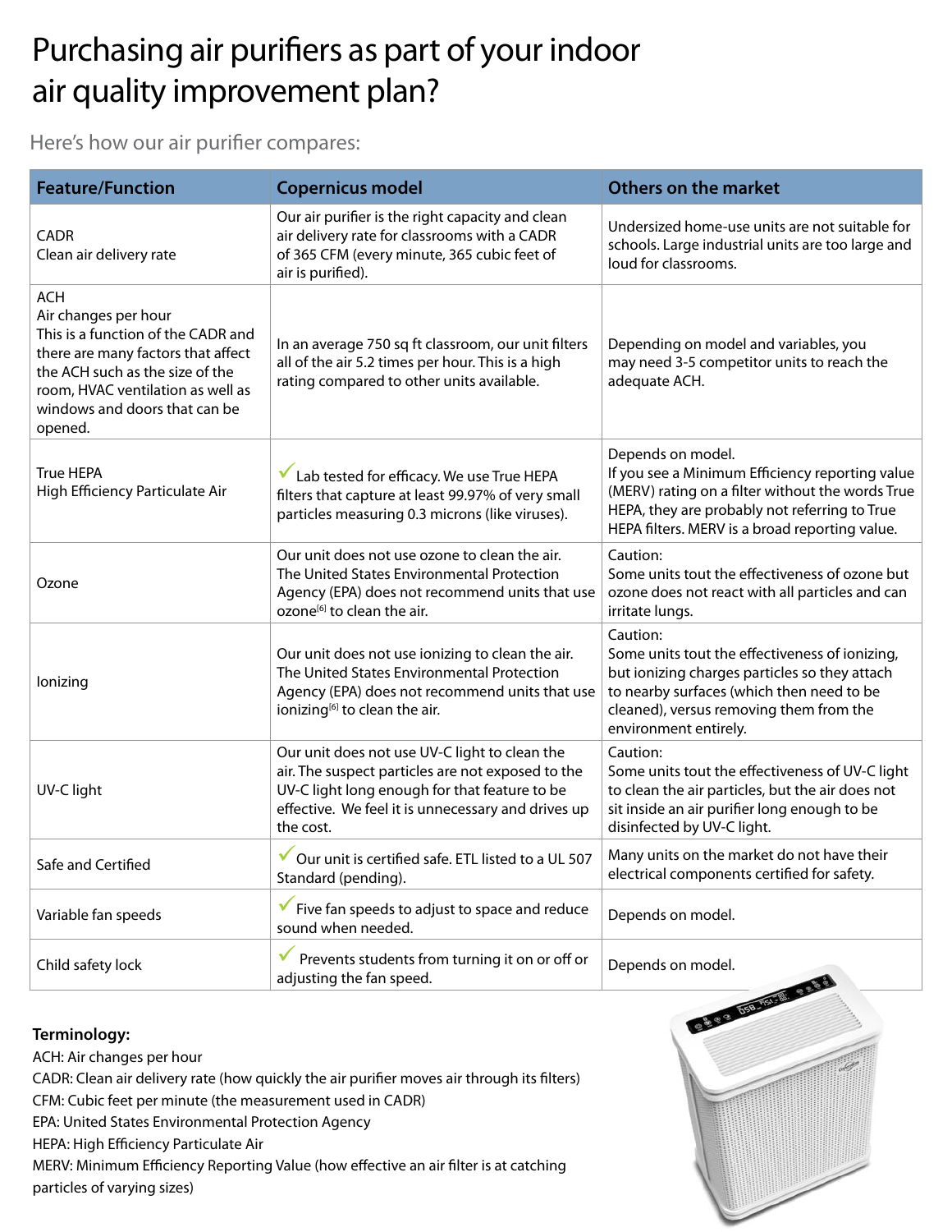# Purchasing air purifiers as part of your indoor air quality improvement plan?

Here's how our air purifier compares:

| Feature/Function | Copernicus model | Others on the market |
|---|---|---|
| CADR<br>Clean air delivery rate | Our air purifier is the right capacity and clean air delivery rate for classrooms with a CADR of 365 CFM (every minute, 365 cubic feet of air is purified). | Undersized home-use units are not suitable for schools. Large industrial units are too large and loud for classrooms. |
| ACH<br>Air changes per hour<br>This is a function of the CADR and there are many factors that affect the ACH such as the size of the room, HVAC ventilation as well as windows and doors that can be opened. | In an average 750 sq ft classroom, our unit filters all of the air 5.2 times per hour. This is a high rating compared to other units available. | Depending on model and variables, you may need 3-5 competitor units to reach the adequate ACH. |
| True HEPA<br>High Efficiency Particulate Air | ✓ Lab tested for efficacy. We use True HEPA filters that capture at least 99.97% of very small particles measuring 0.3 microns (like viruses). | Depends on model.<br>If you see a Minimum Efficiency reporting value (MERV) rating on a filter without the words True HEPA, they are probably not referring to True HEPA filters. MERV is a broad reporting value. |
| Ozone | Our unit does not use ozone to clean the air. The United States Environmental Protection Agency (EPA) does not recommend units that use ozone[6] to clean the air. | Caution:<br>Some units tout the effectiveness of ozone but ozone does not react with all particles and can irritate lungs. |
| Ionizing | Our unit does not use ionizing to clean the air. The United States Environmental Protection Agency (EPA) does not recommend units that use ionizing[6] to clean the air. | Caution:<br>Some units tout the effectiveness of ionizing, but ionizing charges particles so they attach to nearby surfaces (which then need to be cleaned), versus removing them from the environment entirely. |
| UV-C light | Our unit does not use UV-C light to clean the air. The suspect particles are not exposed to the UV-C light long enough for that feature to be effective. We feel it is unnecessary and drives up the cost. | Caution:<br>Some units tout the effectiveness of UV-C light to clean the air particles, but the air does not sit inside an air purifier long enough to be disinfected by UV-C light. |
| Safe and Certified | ✓ Our unit is certified safe. ETL listed to a UL 507 Standard (pending). | Many units on the market do not have their electrical components certified for safety. |
| Variable fan speeds | ✓ Five fan speeds to adjust to space and reduce sound when needed. | Depends on model. |
| Child safety lock | ✓ Prevents students from turning it on or off or adjusting the fan speed. | Depends on model. |

**Terminology:**

ACH: Air changes per hour
CADR: Clean air delivery rate (how quickly the air purifier moves air through its filters)
CFM: Cubic feet per minute (the measurement used in CADR)
EPA: United States Environmental Protection Agency
HEPA: High Efficiency Particulate Air
MERV: Minimum Efficiency Reporting Value (how effective an air filter is at catching particles of varying sizes)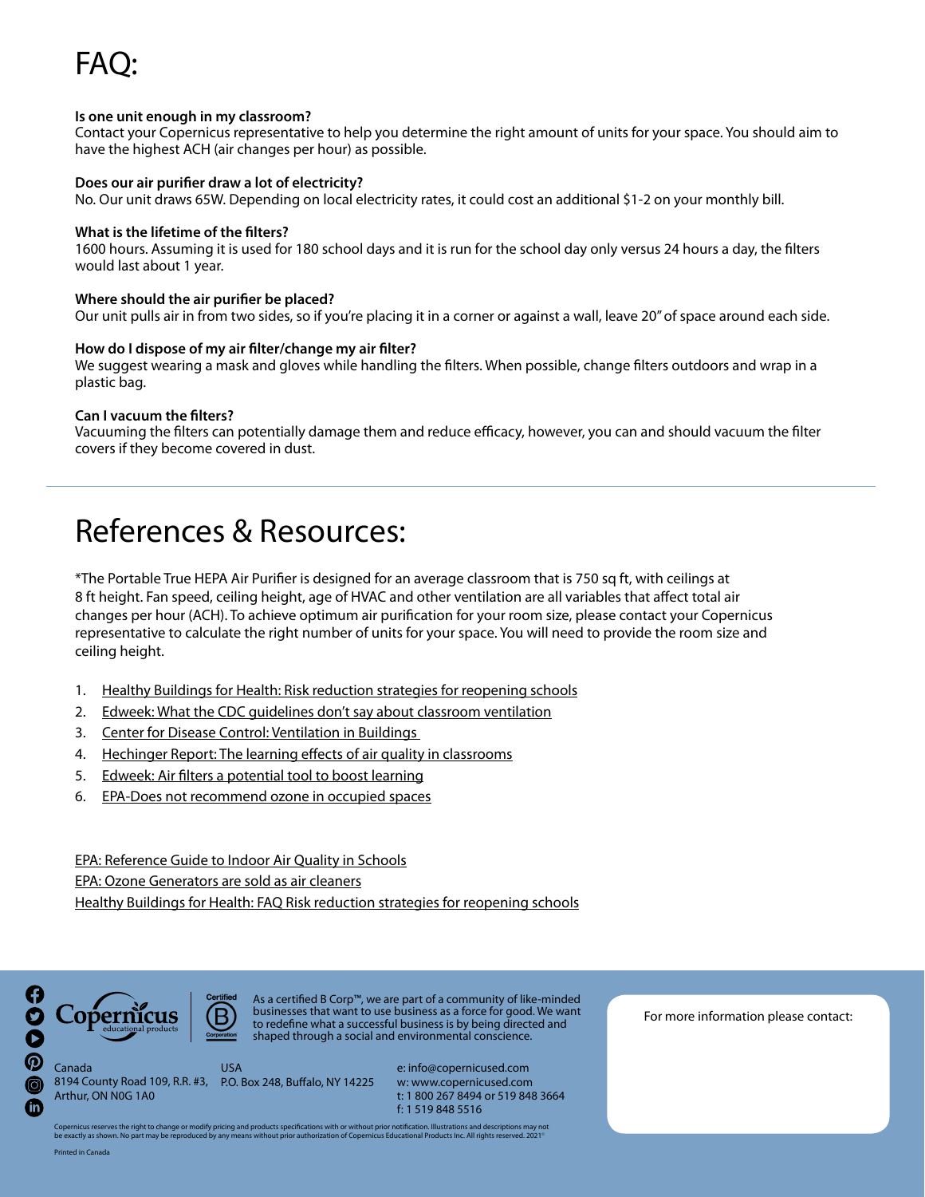# FAQ:

**Is one unit enough in my classroom?**
Contact your Copernicus representative to help you determine the right amount of units for your space. You should aim to have the highest ACH (air changes per hour) as possible.

**Does our air purifier draw a lot of electricity?**
No. Our unit draws 65W. Depending on local electricity rates, it could cost an additional $1-2 on your monthly bill.

**What is the lifetime of the filters?**
1600 hours. Assuming it is used for 180 school days and it is run for the school day only versus 24 hours a day, the filters would last about 1 year.

**Where should the air purifier be placed?**
Our unit pulls air in from two sides, so if you're placing it in a corner or against a wall, leave 20" of space around each side.

**How do I dispose of my air filter/change my air filter?**
We suggest wearing a mask and gloves while handling the filters. When possible, change filters outdoors and wrap in a plastic bag.

**Can I vacuum the filters?**
Vacuuming the filters can potentially damage them and reduce efficacy, however, you can and should vacuum the filter covers if they become covered in dust.

# References & Resources:

*The Portable True HEPA Air Purifier is designed for an average classroom that is 750 sq ft, with ceilings at 8 ft height. Fan speed, ceiling height, age of HVAC and other ventilation are all variables that affect total air changes per hour (ACH). To achieve optimum air purification for your room size, please contact your Copernicus representative to calculate the right number of units for your space. You will need to provide the room size and ceiling height.

1. Healthy Buildings for Health: Risk reduction strategies for reopening schools
2. Edweek: What the CDC guidelines don't say about classroom ventilation
3. Center for Disease Control: Ventilation in Buildings
4. Hechinger Report: The learning effects of air quality in classrooms
5. Edweek: Air filters a potential tool to boost learning
6. EPA-Does not recommend ozone in occupied spaces

EPA: Reference Guide to Indoor Air Quality in Schools
EPA: Ozone Generators are sold as air cleaners
Healthy Buildings for Health: FAQ Risk reduction strategies for reopening schools

Copernicus educational products

Certified B Corporation

As a certified B Corp™, we are part of a community of like-minded businesses that want to use business as a force for good. We want to redefine what a successful business is by being directed and shaped through a social and environmental conscience.

Canada
8194 County Road 109, R.R. #3,
Arthur, ON N0G 1A0

USA
P.O. Box 248, Buffalo, NY 14225

e: info@copernicused.com
w: www.copernicused.com
t: 1 800 267 8494 or 519 848 3664
f: 1 519 848 5516

For more information please contact:

Copernicus reserves the right to change or modify pricing and products specifications with or without prior notification. Illustrations and descriptions may not be exactly as shown. No part may be reproduced by any means without prior authorization of Copernicus Educational Products Inc. All rights reserved. 2021©

Printed in Canada